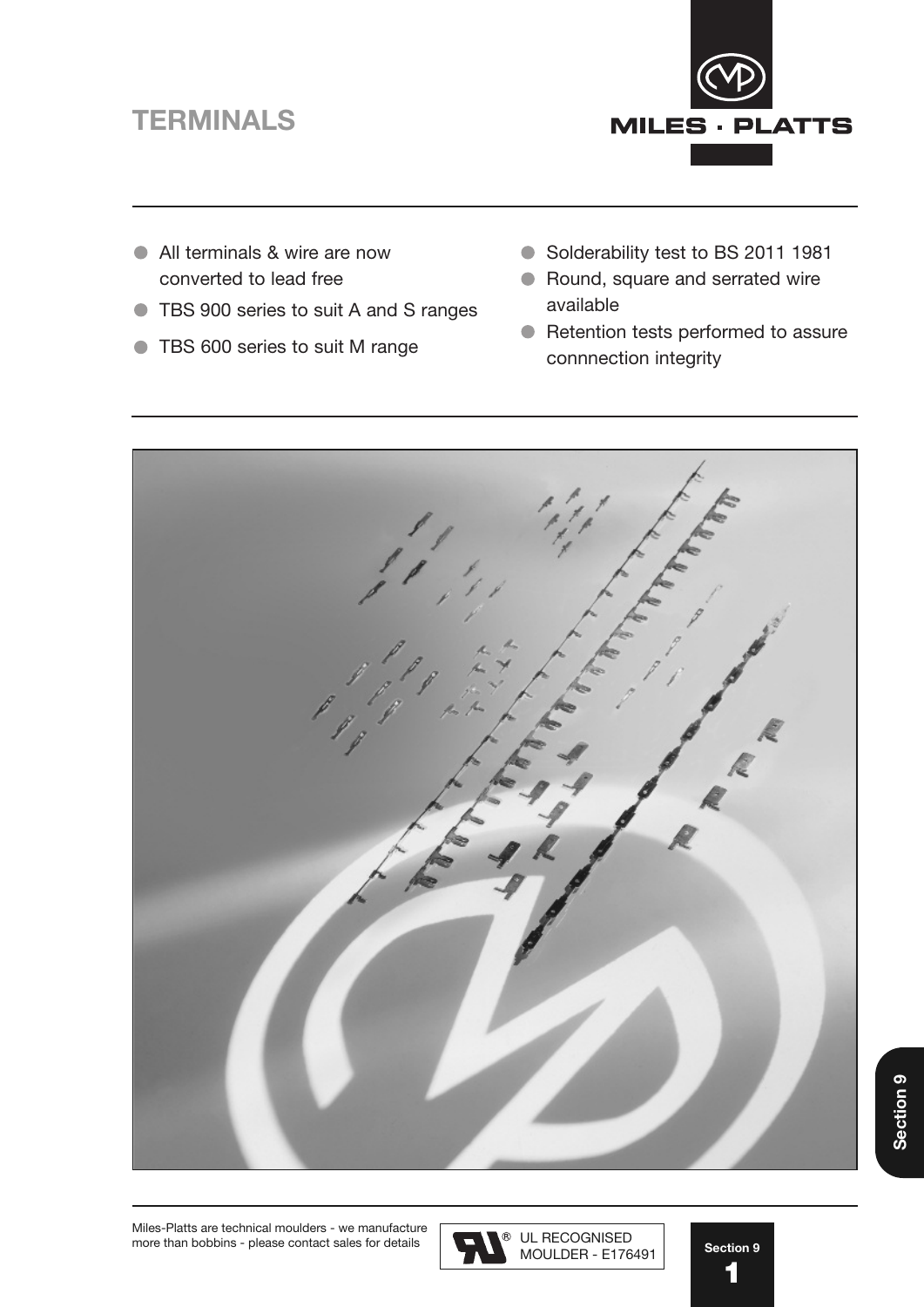# TERMINALS

- All terminals & wire are now converted to lead free
- TBS 900 series to suit A and S ranges
- TBS 600 series to suit M range
- Solderability test to BS 2011 1981
- Round, square and serrated wire available
- Retention tests performed to assure connnection integrity

Miles-Platts are technical moulders - we manufacture more than bobbins - please contact sales for details

UL RECOGNISED MOULDER - E176491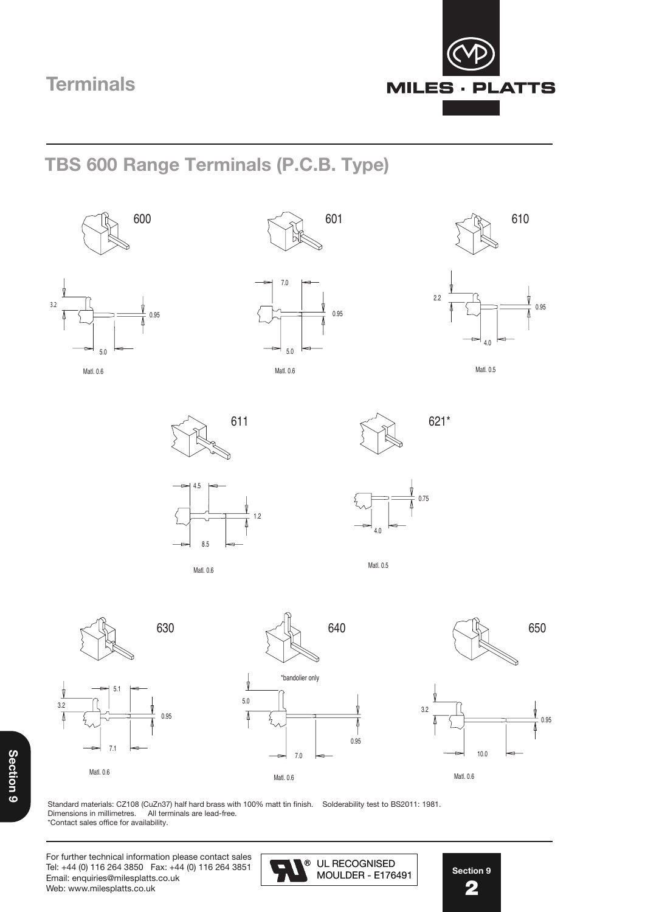# Terminals

## TBS 600 Range Terminals (P.C.B. Type)

**600**

3.2 | 0.95 | 5.0

Matl. 0.6

**601**

7.0 | 0.95 | 5.0

Matl. 0.6

**610**

2.2 | 0.95 | 4.0

Matl. 0.5

**611**

4.5 | 1.2 | 8.5

Matl. 0.6

**621***

0.75 | 4.0

Matl. 0.5

**630**

5.1 | 3.2 | 0.95 | 7.1

Matl. 0.6

**640**

*bandolier only

5.0 | 0.95 | 7.0

Matl. 0.6

**650**

3.2 | 0.95 | 10.0

Matl. 0.6

Standard materials: CZ108 (CuZn37) half hard brass with 100% matt tin finish. Solderability test to BS2011: 1981.
Dimensions in millimetres. All terminals are lead-free.
*Contact sales office for availability.

For further technical information please contact sales
Tel: +44 (0) 116 264 3850 Fax: +44 (0) 116 264 3851
Email: enquiries@milesplatts.co.uk
Web: www.milesplatts.co.uk

UL RECOGNISED MOULDER - E176491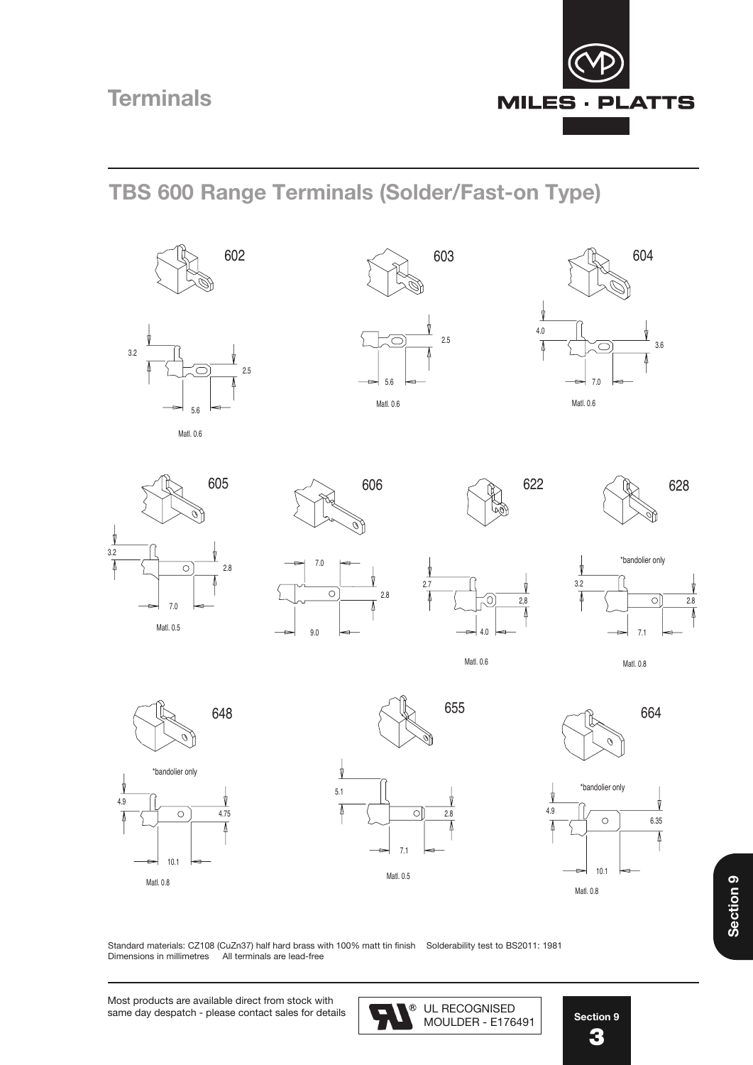# Terminals

## TBS 600 Range Terminals (Solder/Fast-on Type)

602

3.2
2.5
5.6
Matl. 0.6

603

2.5
5.6
Matl. 0.6

604

4.0
3.6
7.0
Matl. 0.6

605

3.2
2.8
7.0
Matl. 0.5

606

7.0
2.8
9.0

622

2.7
2.8
4.0
Matl. 0.6

628

*bandolier only
3.2
2.8
7.1
Matl. 0.8

648

*bandolier only
4.9
4.75
10.1
Matl. 0.8

655

5.1
2.8
7.1
Matl. 0.5

664

*bandolier only
4.9
6.35
10.1
Matl. 0.8

Standard materials: CZ108 (CuZn37) half hard brass with 100% matt tin finish  Solderability test to BS2011: 1981
Dimensions in millimetres  All terminals are lead-free

Most products are available direct from stock with same day despatch - please contact sales for details

UL RECOGNISED MOULDER - E176491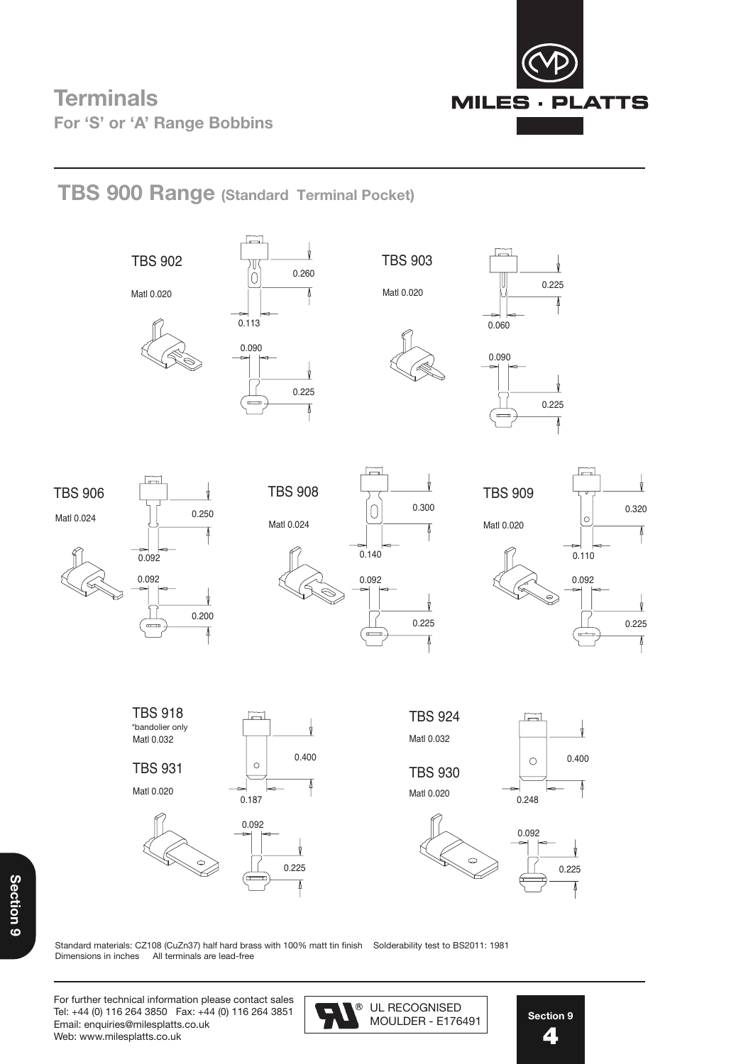# Terminals

**For 'S' or 'A' Range Bobbins**

## TBS 900 Range (Standard Terminal Pocket)

### TBS 902

Matl 0.020

0.260

0.113

0.090

0.225

### TBS 903

Matl 0.020

0.225

0.060

0.090

0.225

### TBS 906

Matl 0.024

0.250

0.092

0.092

0.200

### TBS 908

Matl 0.024

0.300

0.140

0.092

0.225

### TBS 909

Matl 0.020

0.320

0.110

0.092

0.225

### TBS 918

*bandolier only

Matl 0.032

### TBS 931

Matl 0.020

0.400

0.187

0.092

0.225

### TBS 924

Matl 0.032

### TBS 930

Matl 0.020

0.400

0.248

0.092

0.225

Standard materials: CZ108 (CuZn37) half hard brass with 100% matt tin finish Solderability test to BS2011: 1981
Dimensions in inches All terminals are lead-free

For further technical information please contact sales
Tel: +44 (0) 116 264 3850 Fax: +44 (0) 116 264 3851
Email: enquiries@milesplatts.co.uk
Web: www.milesplatts.co.uk

UL RECOGNISED MOULDER - E176491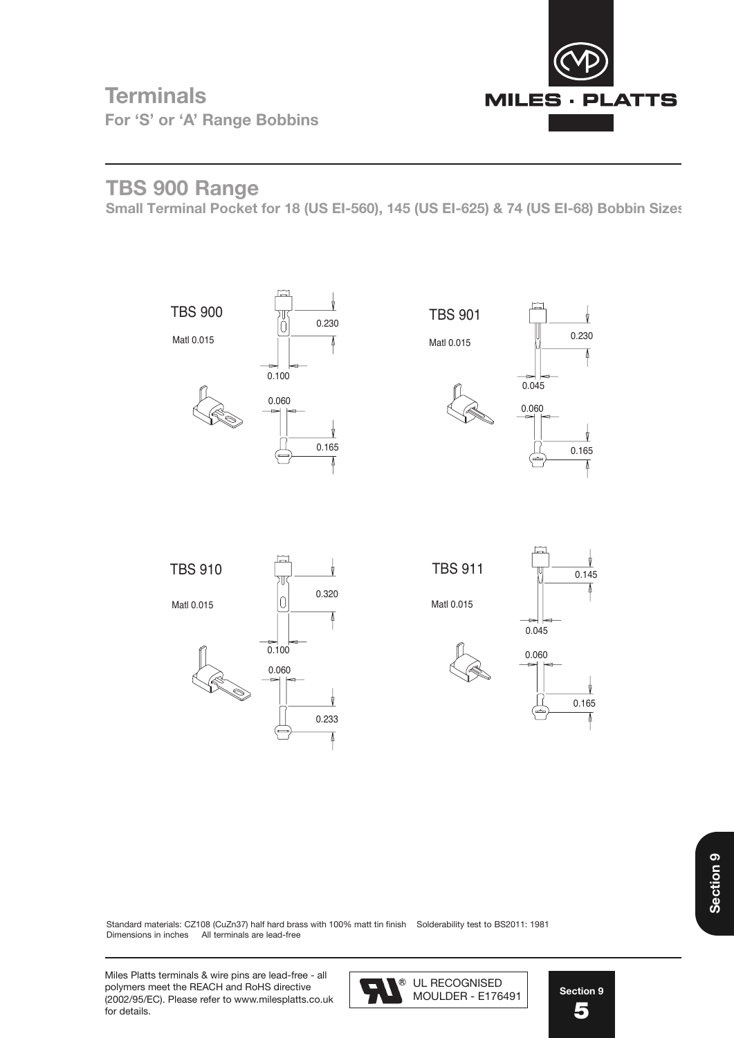# Terminals

**For 'S' or 'A' Range Bobbins**

## TBS 900 Range

**Small Terminal Pocket for 18 (US EI-560), 145 (US EI-625) & 74 (US EI-68) Bobbin Sizes**

TBS 900

Matl 0.015

0.230

0.100

0.060

0.165

TBS 901

Matl 0.015

0.230

0.045

0.060

0.165

TBS 910

Matl 0.015

0.320

0.100

0.060

0.233

TBS 911

Matl 0.015

0.145

0.045

0.060

0.165

Standard materials: CZ108 (CuZn37) half hard brass with 100% matt tin finish    Solderability test to BS2011: 1981
Dimensions in inches    All terminals are lead-free

Miles Platts terminals & wire pins are lead-free - all polymers meet the REACH and RoHS directive (2002/95/EC). Please refer to www.milesplatts.co.uk for details.

UL RECOGNISED MOULDER - E176491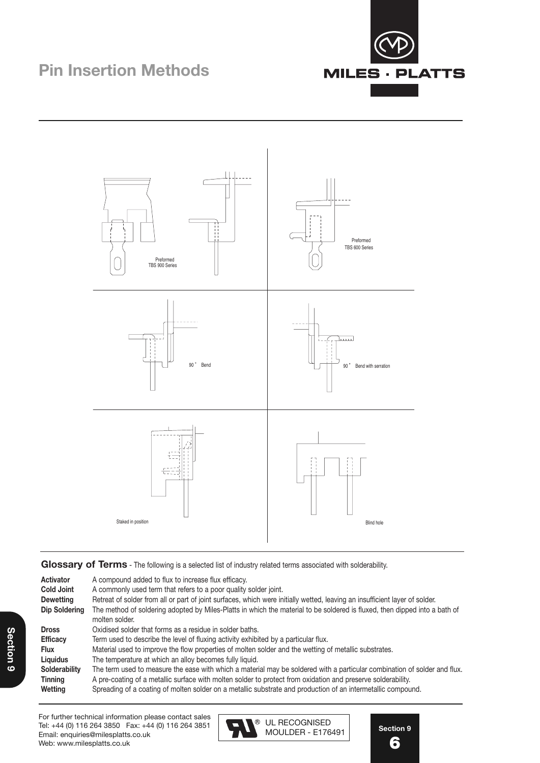# Pin Insertion Methods

Preformed
TBS 900 Series

Preformed
TBS 600 Series

90 ° Bend

90 ° Bend with serration

Staked in position

Blind hole

**Glossary of Terms** - The following is a selected list of industry related terms associated with solderability.

| | |
|---|---|
| **Activator** | A compound added to flux to increase flux efficacy. |
| **Cold Joint** | A commonly used term that refers to a poor quality solder joint. |
| **Dewetting** | Retreat of solder from all or part of joint surfaces, which were initially wetted, leaving an insufficient layer of solder. |
| **Dip Soldering** | The method of soldering adopted by Miles-Platts in which the material to be soldered is fluxed, then dipped into a bath of molten solder. |
| **Dross** | Oxidised solder that forms as a residue in solder baths. |
| **Efficacy** | Term used to describe the level of fluxing activity exhibited by a particular flux. |
| **Flux** | Material used to improve the flow properties of molten solder and the wetting of metallic substrates. |
| **Liquidus** | The temperature at which an alloy becomes fully liquid. |
| **Solderability** | The term used to measure the ease with which a material may be soldered with a particular combination of solder and flux. |
| **Tinning** | A pre-coating of a metallic surface with molten solder to protect from oxidation and preserve solderability. |
| **Wetting** | Spreading of a coating of molten solder on a metallic substrate and production of an intermetallic compound. |

For further technical information please contact sales
Tel: +44 (0) 116 264 3850 Fax: +44 (0) 116 264 3851
Email: enquiries@milesplatts.co.uk
Web: www.milesplatts.co.uk

UL RECOGNISED MOULDER - E176491